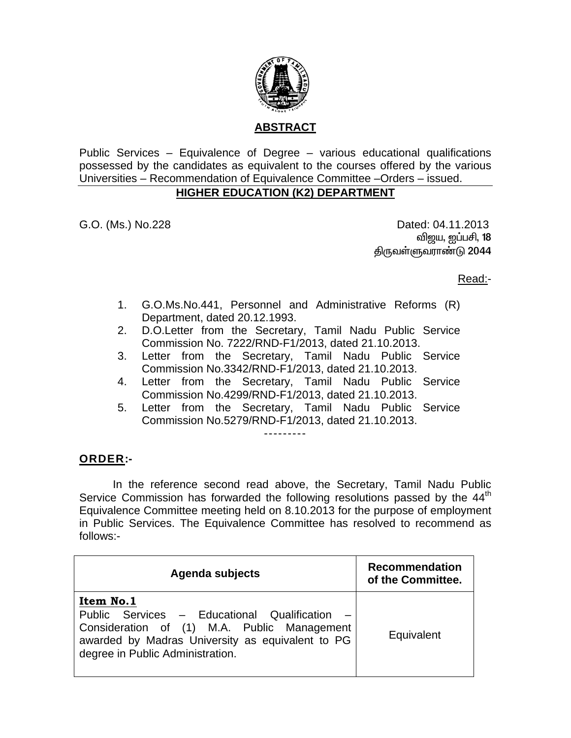## ABSTRACT

Public Services – Equivalence of Degree – various educational qualifications possessed by the candidates as equivalent to the courses offered by the various Universities – Recommendation of Equivalence Committee –Orders – issued.

## HIGHER EDUCATION (K2) DEPARTMENT

G.O. (Ms.) No.228 Dated: 04.11.2013
விஜய, ஐப்பசி, 18
திருவள்ளுவராண்டு 2044

Read:-

1. G.O.Ms.No.441, Personnel and Administrative Reforms (R) Department, dated 20.12.1993.
2. D.O.Letter from the Secretary, Tamil Nadu Public Service Commission No. 7222/RND-F1/2013, dated 21.10.2013.
3. Letter from the Secretary, Tamil Nadu Public Service Commission No.3342/RND-F1/2013, dated 21.10.2013.
4. Letter from the Secretary, Tamil Nadu Public Service Commission No.4299/RND-F1/2013, dated 21.10.2013.
5. Letter from the Secretary, Tamil Nadu Public Service Commission No.5279/RND-F1/2013, dated 21.10.2013.

---------

**ORDER:-**

In the reference second read above, the Secretary, Tamil Nadu Public Service Commission has forwarded the following resolutions passed by the 44th Equivalence Committee meeting held on 8.10.2013 for the purpose of employment in Public Services. The Equivalence Committee has resolved to recommend as follows:-

| Agenda subjects | Recommendation of the Committee. |
|---|---|
| **Item No.1** Public Services – Educational Qualification – Consideration of (1) M.A. Public Management awarded by Madras University as equivalent to PG degree in Public Administration. | Equivalent |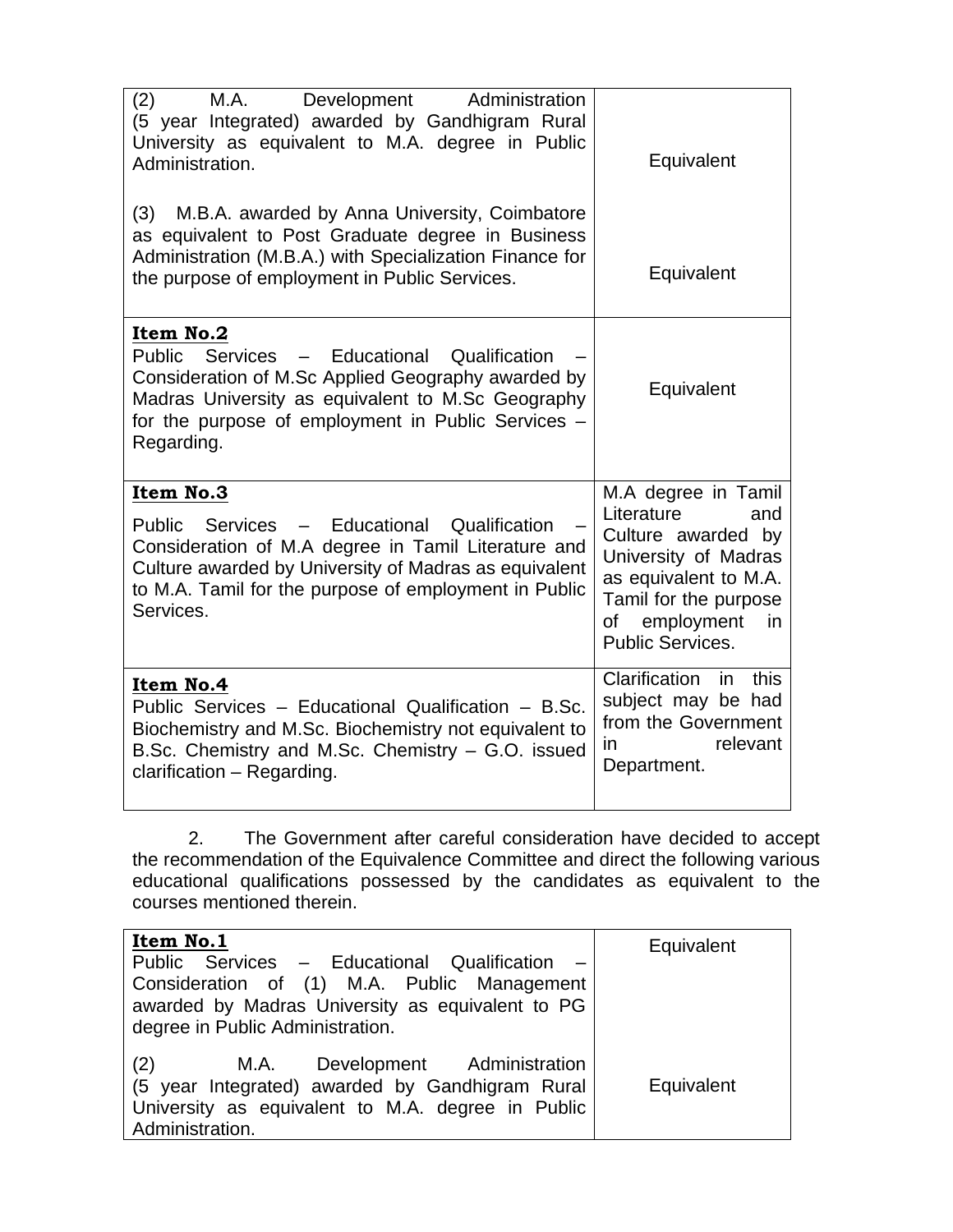| | |
|---|---|
| (2) M.A. Development Administration (5 year Integrated) awarded by Gandhigram Rural University as equivalent to M.A. degree in Public Administration.<br><br>(3) M.B.A. awarded by Anna University, Coimbatore as equivalent to Post Graduate degree in Business Administration (M.B.A.) with Specialization Finance for the purpose of employment in Public Services. | Equivalent<br><br>Equivalent |
| **Item No.2**<br>Public Services – Educational Qualification – Consideration of M.Sc Applied Geography awarded by Madras University as equivalent to M.Sc Geography for the purpose of employment in Public Services – Regarding. | Equivalent |
| **Item No.3**<br>Public Services – Educational Qualification – Consideration of M.A degree in Tamil Literature and Culture awarded by University of Madras as equivalent to M.A. Tamil for the purpose of employment in Public Services. | M.A degree in Tamil Literature and Culture awarded by University of Madras as equivalent to M.A. Tamil for the purpose of employment in Public Services. |
| **Item No.4**<br>Public Services – Educational Qualification – B.Sc. Biochemistry and M.Sc. Biochemistry not equivalent to B.Sc. Chemistry and M.Sc. Chemistry – G.O. issued clarification – Regarding. | Clarification in this subject may be had from the Government in relevant Department. |

2. The Government after careful consideration have decided to accept the recommendation of the Equivalence Committee and direct the following various educational qualifications possessed by the candidates as equivalent to the courses mentioned therein.

| | |
|---|---|
| **Item No.1**<br>Public Services – Educational Qualification – Consideration of (1) M.A. Public Management awarded by Madras University as equivalent to PG degree in Public Administration. | Equivalent |
| (2) M.A. Development Administration (5 year Integrated) awarded by Gandhigram Rural University as equivalent to M.A. degree in Public Administration. | Equivalent |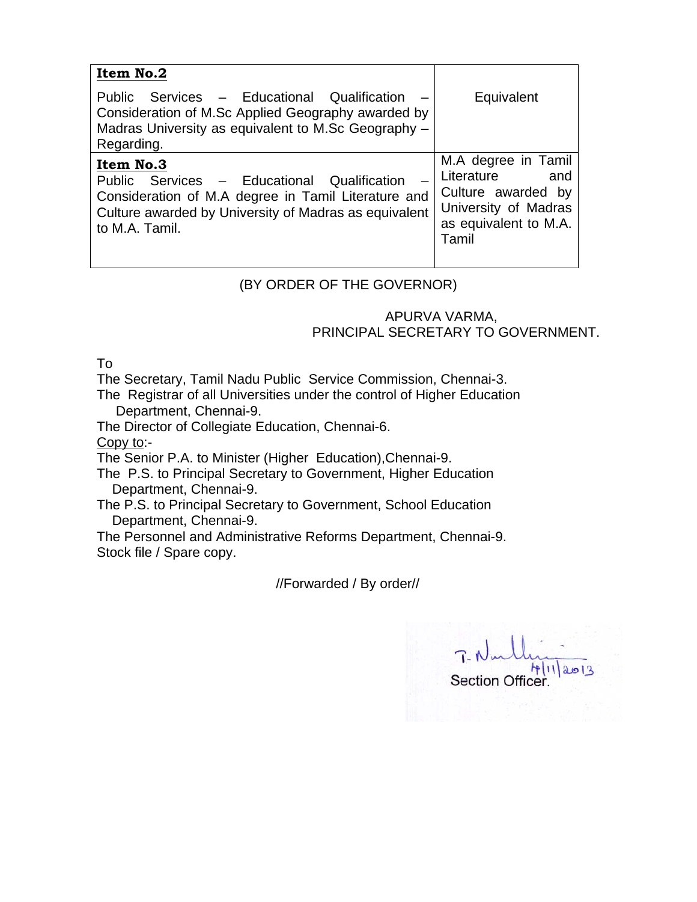| | |
|---|---|
| **Item No.2**<br><br>Public Services – Educational Qualification – Consideration of M.Sc Applied Geography awarded by Madras University as equivalent to M.Sc Geography – Regarding. | Equivalent |
| **Item No.3**<br>Public Services – Educational Qualification – Consideration of M.A degree in Tamil Literature and Culture awarded by University of Madras as equivalent to M.A. Tamil. | M.A degree in Tamil Literature and Culture awarded by University of Madras as equivalent to M.A. Tamil |

(BY ORDER OF THE GOVERNOR)

APURVA VARMA,
PRINCIPAL SECRETARY TO GOVERNMENT.

To
The Secretary, Tamil Nadu Public Service Commission, Chennai-3.
The Registrar of all Universities under the control of Higher Education Department, Chennai-9.
The Director of Collegiate Education, Chennai-6.

Copy to:-
The Senior P.A. to Minister (Higher Education),Chennai-9.
The P.S. to Principal Secretary to Government, Higher Education Department, Chennai-9.
The P.S. to Principal Secretary to Government, School Education Department, Chennai-9.
The Personnel and Administrative Reforms Department, Chennai-9.
Stock file / Spare copy.

//Forwarded / By order//

T. Nallini
4/11/2013
Section Officer.